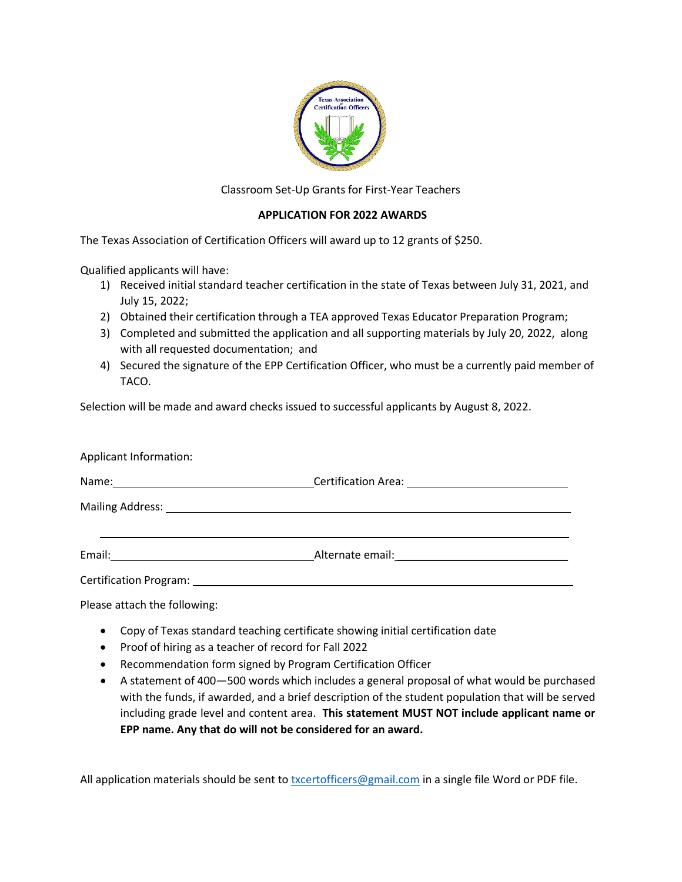Classroom Set-Up Grants for First-Year Teachers

**APPLICATION FOR 2022 AWARDS**

The Texas Association of Certification Officers will award up to 12 grants of $250.

Qualified applicants will have:

1) Received initial standard teacher certification in the state of Texas between July 31, 2021, and July 15, 2022;
2) Obtained their certification through a TEA approved Texas Educator Preparation Program;
3) Completed and submitted the application and all supporting materials by July 20, 2022, along with all requested documentation; and
4) Secured the signature of the EPP Certification Officer, who must be a currently paid member of TACO.

Selection will be made and award checks issued to successful applicants by August 8, 2022.

Applicant Information:

Name: ______________________________ Certification Area: ______________________________

Mailing Address: ____________________________________________________________

____________________________________________________________

Email: ______________________________ Alternate email: ______________________________

Certification Program: ____________________________________________________________

Please attach the following:

- Copy of Texas standard teaching certificate showing initial certification date
- Proof of hiring as a teacher of record for Fall 2022
- Recommendation form signed by Program Certification Officer
- A statement of 400—500 words which includes a general proposal of what would be purchased with the funds, if awarded, and a brief description of the student population that will be served including grade level and content area. **This statement MUST NOT include applicant name or EPP name. Any that do will not be considered for an award.**

All application materials should be sent to txcertofficers@gmail.com in a single file Word or PDF file.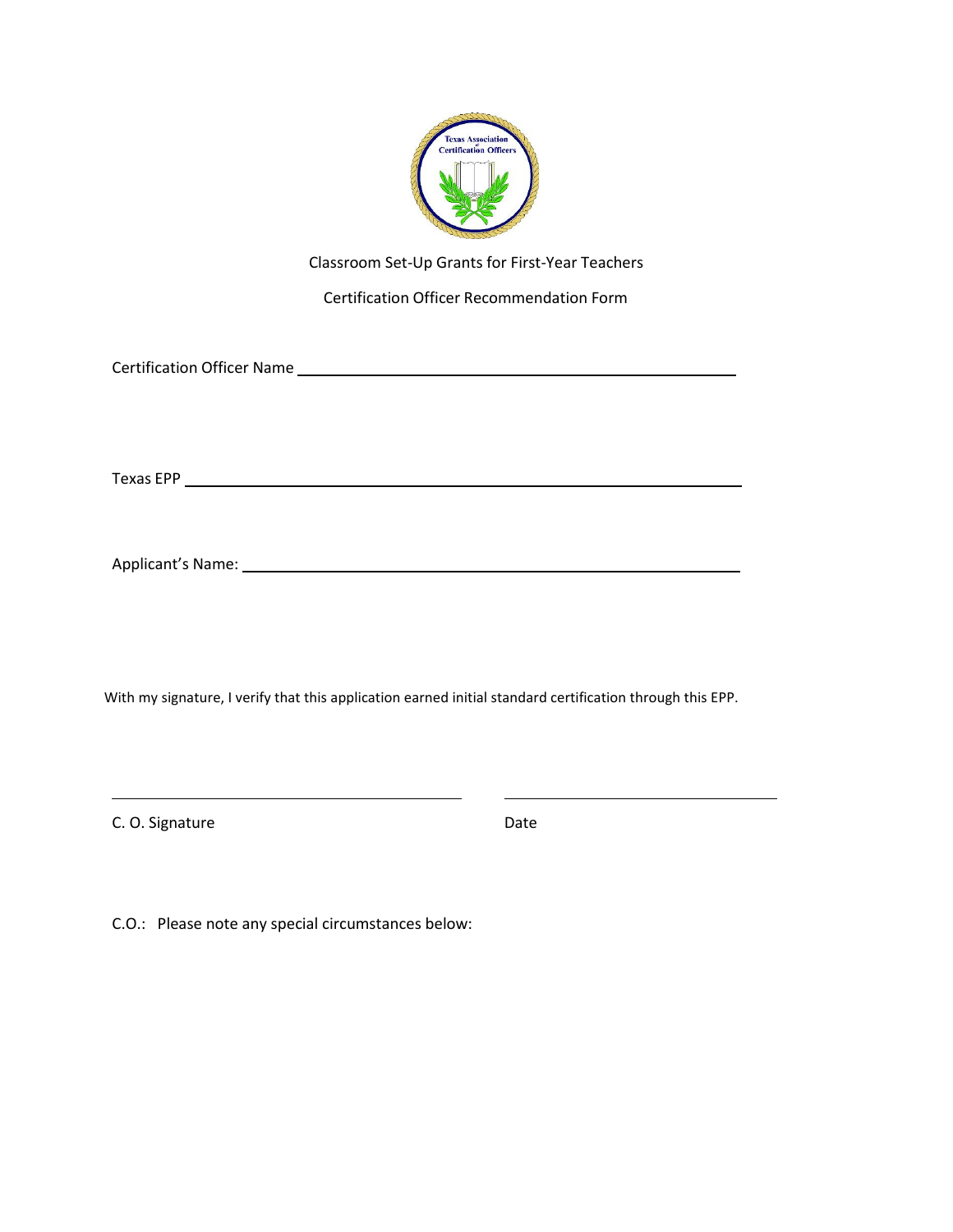Classroom Set-Up Grants for First-Year Teachers

Certification Officer Recommendation Form

Certification Officer Name ____________________________________________

Texas EPP ____________________________________________

Applicant's Name: ____________________________________________

With my signature, I verify that this application earned initial standard certification through this EPP.

____________________________ ____________________________

C. O. Signature Date

C.O.: Please note any special circumstances below: